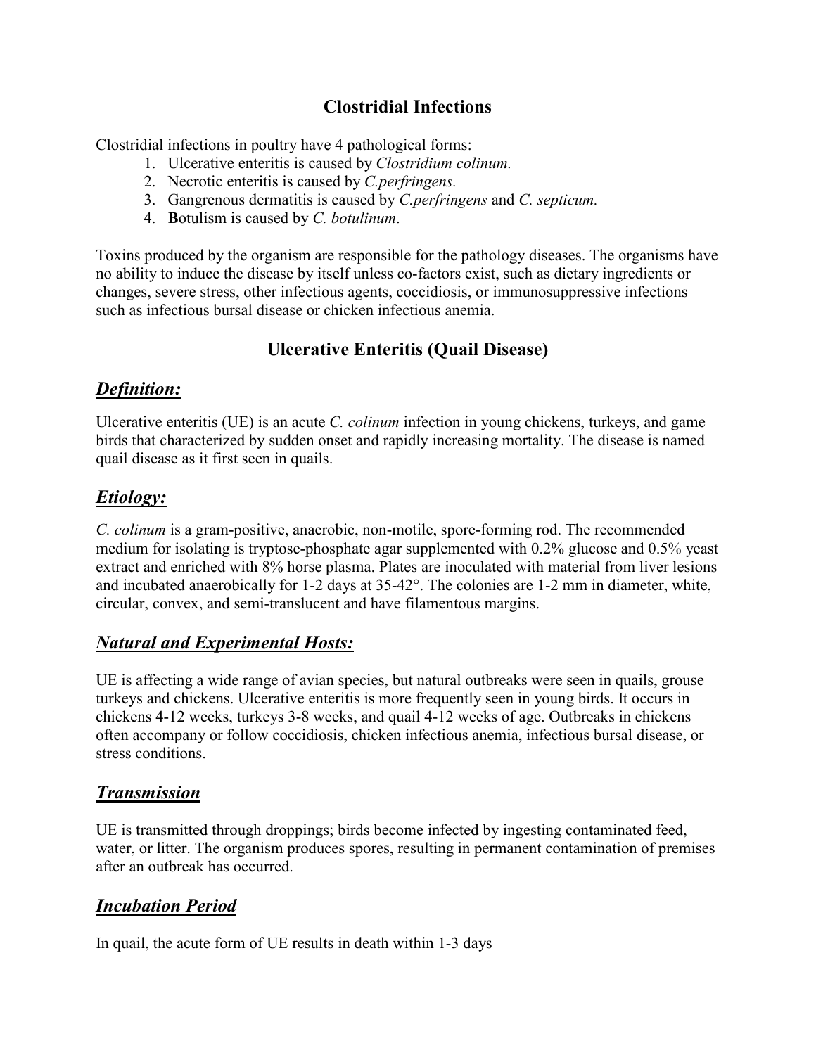# Clostridial Infections

Clostridial infections in poultry have 4 pathological forms:

1. Ulcerative enteritis is caused by *Clostridium colinum.*
2. Necrotic enteritis is caused by *C.perfringens.*
3. Gangrenous dermatitis is caused by *C.perfringens* and *C. septicum.*
4. **B**otulism is caused by *C. botulinum*.

Toxins produced by the organism are responsible for the pathology diseases. The organisms have no ability to induce the disease by itself unless co-factors exist, such as dietary ingredients or changes, severe stress, other infectious agents, coccidiosis, or immunosuppressive infections such as infectious bursal disease or chicken infectious anemia.

## Ulcerative Enteritis (Quail Disease)

### ***Definition:***

Ulcerative enteritis (UE) is an acute *C. colinum* infection in young chickens, turkeys, and game birds that characterized by sudden onset and rapidly increasing mortality. The disease is named quail disease as it first seen in quails.

### ***Etiology:***

*C. colinum* is a gram-positive, anaerobic, non-motile, spore-forming rod. The recommended medium for isolating is tryptose-phosphate agar supplemented with 0.2% glucose and 0.5% yeast extract and enriched with 8% horse plasma. Plates are inoculated with material from liver lesions and incubated anaerobically for 1-2 days at 35-42°. The colonies are 1-2 mm in diameter, white, circular, convex, and semi-translucent and have filamentous margins.

### ***Natural and Experimental Hosts:***

UE is affecting a wide range of avian species, but natural outbreaks were seen in quails, grouse turkeys and chickens. Ulcerative enteritis is more frequently seen in young birds. It occurs in chickens 4-12 weeks, turkeys 3-8 weeks, and quail 4-12 weeks of age. Outbreaks in chickens often accompany or follow coccidiosis, chicken infectious anemia, infectious bursal disease, or stress conditions.

### ***Transmission***

UE is transmitted through droppings; birds become infected by ingesting contaminated feed, water, or litter. The organism produces spores, resulting in permanent contamination of premises after an outbreak has occurred.

### ***Incubation Period***

In quail, the acute form of UE results in death within 1-3 days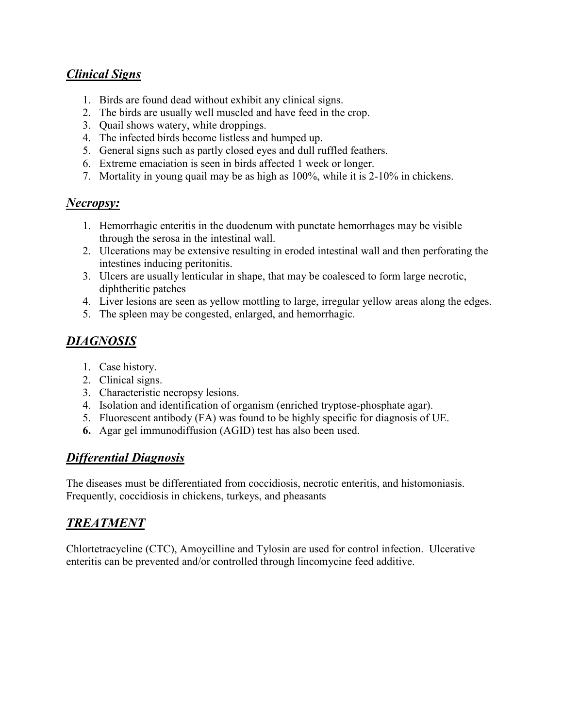## ***Clinical Signs***

1. Birds are found dead without exhibit any clinical signs.
2. The birds are usually well muscled and have feed in the crop.
3. Quail shows watery, white droppings.
4. The infected birds become listless and humped up.
5. General signs such as partly closed eyes and dull ruffled feathers.
6. Extreme emaciation is seen in birds affected 1 week or longer.
7. Mortality in young quail may be as high as 100%, while it is 2-10% in chickens.

## ***Necropsy:***

1. Hemorrhagic enteritis in the duodenum with punctate hemorrhages may be visible through the serosa in the intestinal wall.
2. Ulcerations may be extensive resulting in eroded intestinal wall and then perforating the intestines inducing peritonitis.
3. Ulcers are usually lenticular in shape, that may be coalesced to form large necrotic, diphtheritic patches
4. Liver lesions are seen as yellow mottling to large, irregular yellow areas along the edges.
5. The spleen may be congested, enlarged, and hemorrhagic.

## ***DIAGNOSIS***

1. Case history.
2. Clinical signs.
3. Characteristic necropsy lesions.
4. Isolation and identification of organism (enriched tryptose-phosphate agar).
5. Fluorescent antibody (FA) was found to be highly specific for diagnosis of UE.
6. Agar gel immunodiffusion (AGID) test has also been used.

## ***Differential Diagnosis***

The diseases must be differentiated from coccidiosis, necrotic enteritis, and histomoniasis. Frequently, coccidiosis in chickens, turkeys, and pheasants

## ***TREATMENT***

Chlortetracycline (CTC), Amoycilline and Tylosin are used for control infection. Ulcerative enteritis can be prevented and/or controlled through lincomycine feed additive.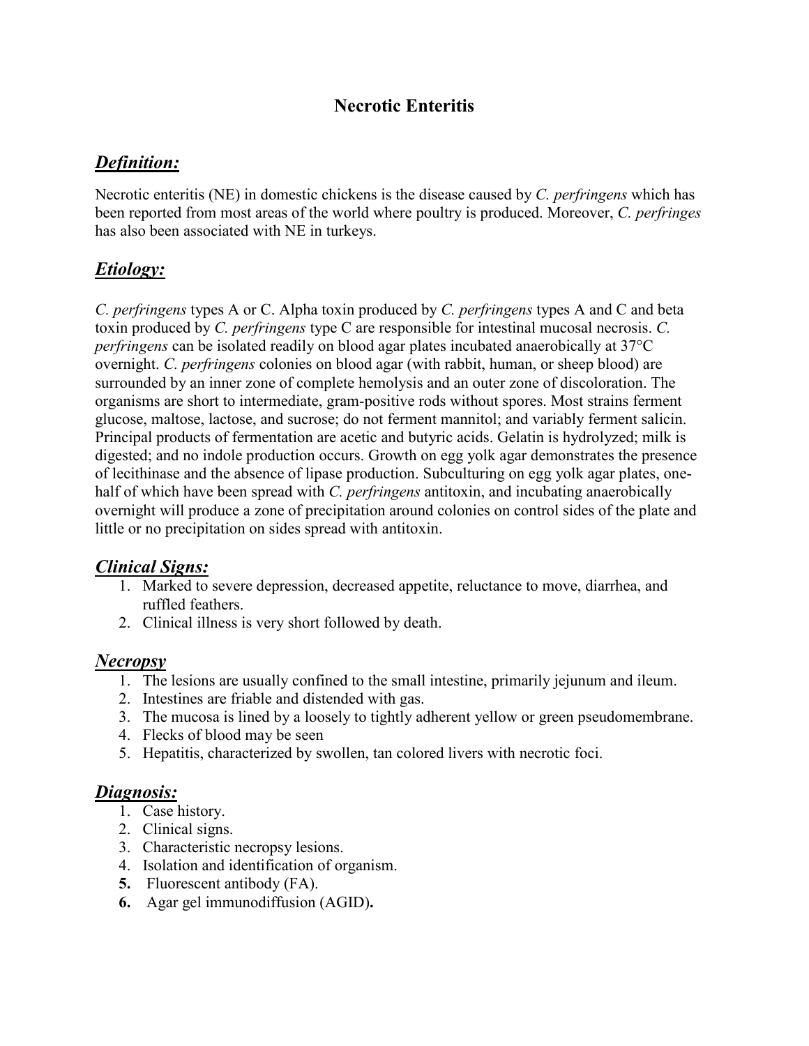# Necrotic Enteritis

## ***Definition:***

Necrotic enteritis (NE) in domestic chickens is the disease caused by *C. perfringens* which has been reported from most areas of the world where poultry is produced. Moreover, *C. perfringes* has also been associated with NE in turkeys.

## ***Etiology:***

*C. perfringens* types A or C. Alpha toxin produced by *C. perfringens* types A and C and beta toxin produced by *C. perfringens* type C are responsible for intestinal mucosal necrosis. *C. perfringens* can be isolated readily on blood agar plates incubated anaerobically at 37°C overnight. *C. perfringens* colonies on blood agar (with rabbit, human, or sheep blood) are surrounded by an inner zone of complete hemolysis and an outer zone of discoloration. The organisms are short to intermediate, gram-positive rods without spores. Most strains ferment glucose, maltose, lactose, and sucrose; do not ferment mannitol; and variably ferment salicin. Principal products of fermentation are acetic and butyric acids. Gelatin is hydrolyzed; milk is digested; and no indole production occurs. Growth on egg yolk agar demonstrates the presence of lecithinase and the absence of lipase production. Subculturing on egg yolk agar plates, one-half of which have been spread with *C. perfringens* antitoxin, and incubating anaerobically overnight will produce a zone of precipitation around colonies on control sides of the plate and little or no precipitation on sides spread with antitoxin.

## ***Clinical Signs:***

1. Marked to severe depression, decreased appetite, reluctance to move, diarrhea, and ruffled feathers.
2. Clinical illness is very short followed by death.

## ***Necropsy***

1. The lesions are usually confined to the small intestine, primarily jejunum and ileum.
2. Intestines are friable and distended with gas.
3. The mucosa is lined by a loosely to tightly adherent yellow or green pseudomembrane.
4. Flecks of blood may be seen
5. Hepatitis, characterized by swollen, tan colored livers with necrotic foci.

## ***Diagnosis:***

1. Case history.
2. Clinical signs.
3. Characteristic necropsy lesions.
4. Isolation and identification of organism.
5. Fluorescent antibody (FA).
6. Agar gel immunodiffusion (AGID).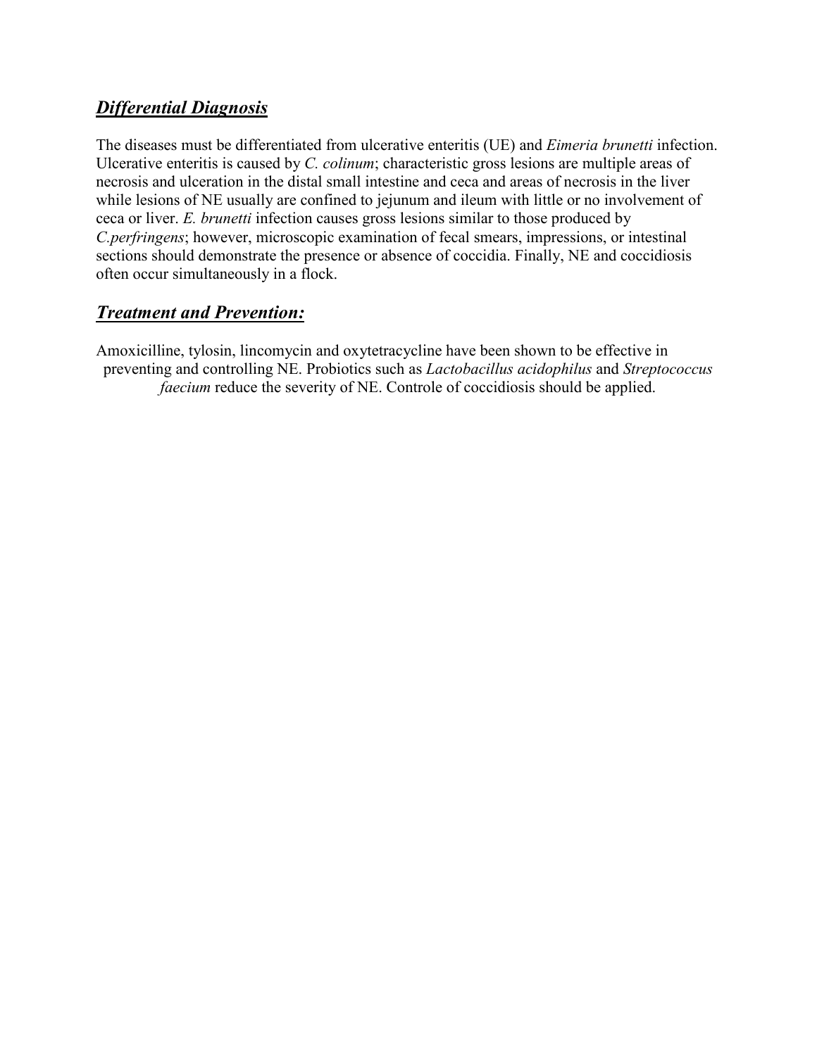## *Differential Diagnosis*

The diseases must be differentiated from ulcerative enteritis (UE) and *Eimeria brunetti* infection. Ulcerative enteritis is caused by *C. colinum*; characteristic gross lesions are multiple areas of necrosis and ulceration in the distal small intestine and ceca and areas of necrosis in the liver while lesions of NE usually are confined to jejunum and ileum with little or no involvement of ceca or liver. *E. brunetti* infection causes gross lesions similar to those produced by *C.perfringens*; however, microscopic examination of fecal smears, impressions, or intestinal sections should demonstrate the presence or absence of coccidia. Finally, NE and coccidiosis often occur simultaneously in a flock.

## *Treatment and Prevention:*

Amoxicilline, tylosin, lincomycin and oxytetracycline have been shown to be effective in preventing and controlling NE. Probiotics such as *Lactobacillus acidophilus* and *Streptococcus faecium* reduce the severity of NE. Controle of coccidiosis should be applied.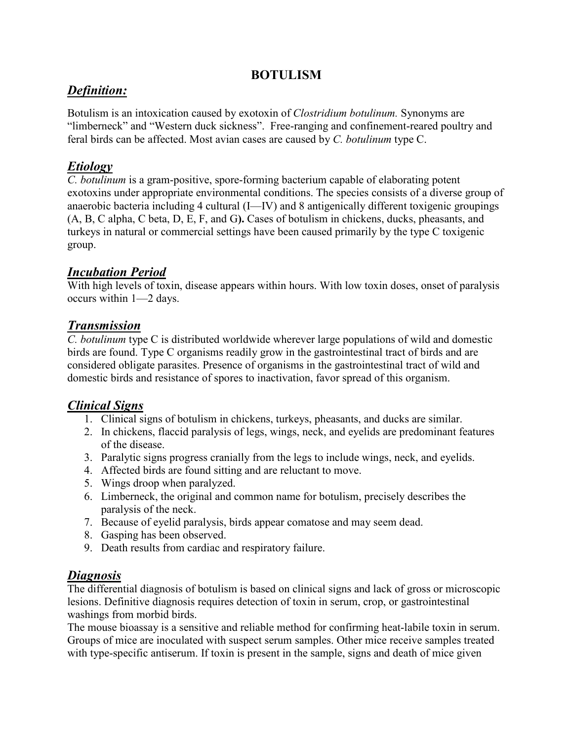# BOTULISM

## *Definition:*

Botulism is an intoxication caused by exotoxin of *Clostridium botulinum.* Synonyms are "limberneck" and "Western duck sickness". Free-ranging and confinement-reared poultry and feral birds can be affected. Most avian cases are caused by *C. botulinum* type C.

## *Etiology*

*C. botulinum* is a gram-positive, spore-forming bacterium capable of elaborating potent exotoxins under appropriate environmental conditions. The species consists of a diverse group of anaerobic bacteria including 4 cultural (I—IV) and 8 antigenically different toxigenic groupings (A, B, C alpha, C beta, D, E, F, and G**).** Cases of botulism in chickens, ducks, pheasants, and turkeys in natural or commercial settings have been caused primarily by the type C toxigenic group.

## *Incubation Period*

With high levels of toxin, disease appears within hours. With low toxin doses, onset of paralysis occurs within 1—2 days.

## *Transmission*

*C. botulinum* type C is distributed worldwide wherever large populations of wild and domestic birds are found. Type C organisms readily grow in the gastrointestinal tract of birds and are considered obligate parasites. Presence of organisms in the gastrointestinal tract of wild and domestic birds and resistance of spores to inactivation, favor spread of this organism.

## *Clinical Signs*

1. Clinical signs of botulism in chickens, turkeys, pheasants, and ducks are similar.
2. In chickens, flaccid paralysis of legs, wings, neck, and eyelids are predominant features of the disease.
3. Paralytic signs progress cranially from the legs to include wings, neck, and eyelids.
4. Affected birds are found sitting and are reluctant to move.
5. Wings droop when paralyzed.
6. Limberneck, the original and common name for botulism, precisely describes the paralysis of the neck.
7. Because of eyelid paralysis, birds appear comatose and may seem dead.
8. Gasping has been observed.
9. Death results from cardiac and respiratory failure.

## *Diagnosis*

The differential diagnosis of botulism is based on clinical signs and lack of gross or microscopic lesions. Definitive diagnosis requires detection of toxin in serum, crop, or gastrointestinal washings from morbid birds.

The mouse bioassay is a sensitive and reliable method for confirming heat-labile toxin in serum. Groups of mice are inoculated with suspect serum samples. Other mice receive samples treated with type-specific antiserum. If toxin is present in the sample, signs and death of mice given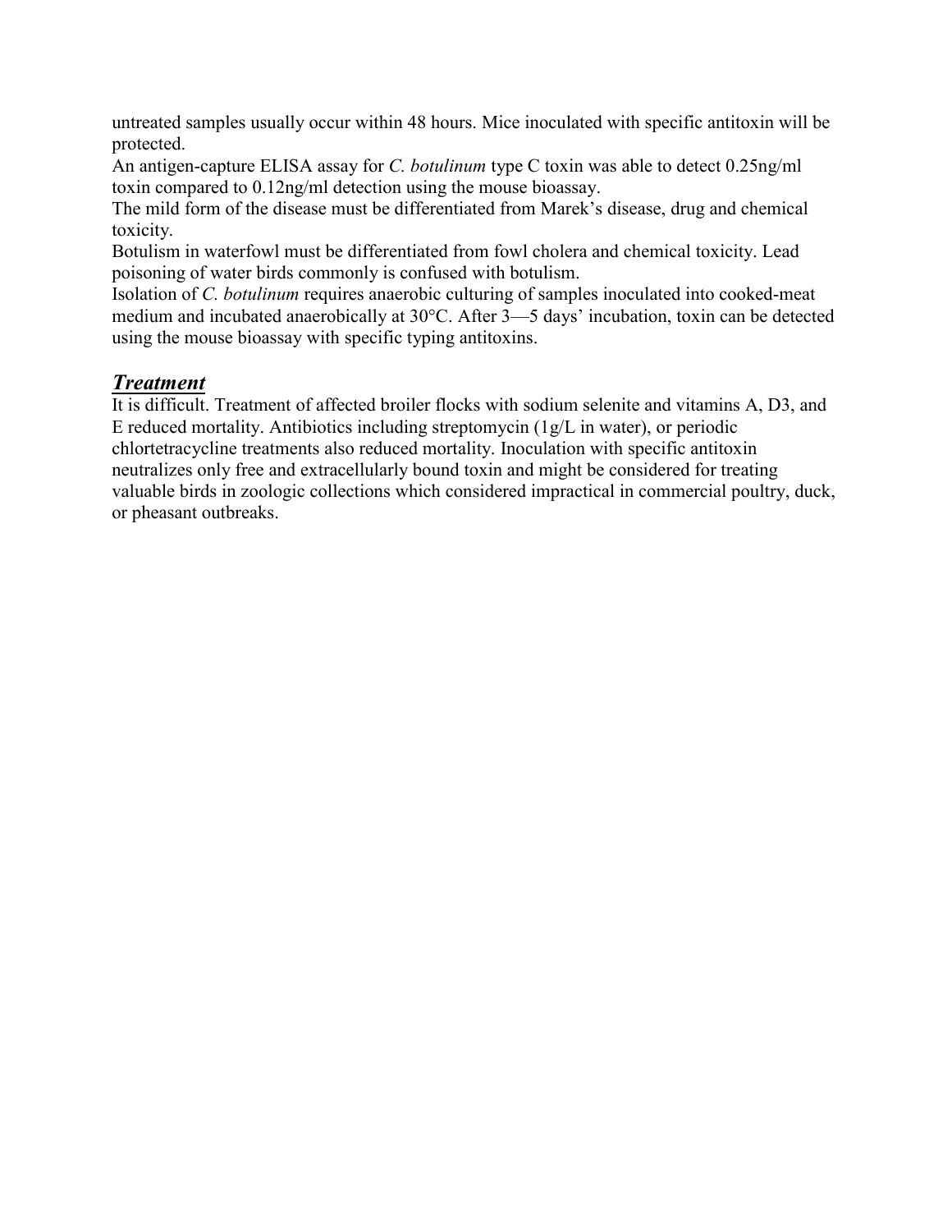untreated samples usually occur within 48 hours. Mice inoculated with specific antitoxin will be protected.

An antigen-capture ELISA assay for *C. botulinum* type C toxin was able to detect 0.25ng/ml toxin compared to 0.12ng/ml detection using the mouse bioassay.

The mild form of the disease must be differentiated from Marek's disease, drug and chemical toxicity.

Botulism in waterfowl must be differentiated from fowl cholera and chemical toxicity. Lead poisoning of water birds commonly is confused with botulism.

Isolation of *C. botulinum* requires anaerobic culturing of samples inoculated into cooked-meat medium and incubated anaerobically at 30°C. After 3—5 days' incubation, toxin can be detected using the mouse bioassay with specific typing antitoxins.

## ***Treatment***

It is difficult. Treatment of affected broiler flocks with sodium selenite and vitamins A, D3, and E reduced mortality. Antibiotics including streptomycin (1g/L in water), or periodic chlortetracycline treatments also reduced mortality. Inoculation with specific antitoxin neutralizes only free and extracellularly bound toxin and might be considered for treating valuable birds in zoologic collections which considered impractical in commercial poultry, duck, or pheasant outbreaks.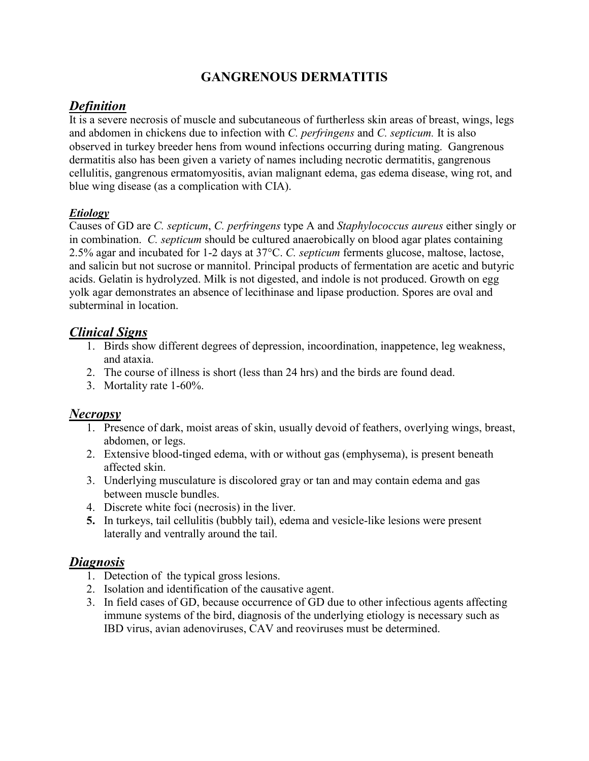# GANGRENOUS DERMATITIS

## *Definition*

It is a severe necrosis of muscle and subcutaneous of furtherless skin areas of breast, wings, legs and abdomen in chickens due to infection with *C. perfringens* and *C. septicum.* It is also observed in turkey breeder hens from wound infections occurring during mating. Gangrenous dermatitis also has been given a variety of names including necrotic dermatitis, gangrenous cellulitis, gangrenous ermatomyositis, avian malignant edema, gas edema disease, wing rot, and blue wing disease (as a complication with CIA).

### *Etiology*

Causes of GD are *C. septicum*, *C. perfringens* type A and *Staphylococcus aureus* either singly or in combination. *C. septicum* should be cultured anaerobically on blood agar plates containing 2.5% agar and incubated for 1-2 days at 37°C. *C. septicum* ferments glucose, maltose, lactose, and salicin but not sucrose or mannitol. Principal products of fermentation are acetic and butyric acids. Gelatin is hydrolyzed. Milk is not digested, and indole is not produced. Growth on egg yolk agar demonstrates an absence of lecithinase and lipase production. Spores are oval and subterminal in location.

## *Clinical Signs*

1. Birds show different degrees of depression, incoordination, inappetence, leg weakness, and ataxia.
2. The course of illness is short (less than 24 hrs) and the birds are found dead.
3. Mortality rate 1-60%.

## *Necropsy*

1. Presence of dark, moist areas of skin, usually devoid of feathers, overlying wings, breast, abdomen, or legs.
2. Extensive blood-tinged edema, with or without gas (emphysema), is present beneath affected skin.
3. Underlying musculature is discolored gray or tan and may contain edema and gas between muscle bundles.
4. Discrete white foci (necrosis) in the liver.
5. In turkeys, tail cellulitis (bubbly tail), edema and vesicle-like lesions were present laterally and ventrally around the tail.

## *Diagnosis*

1. Detection of the typical gross lesions.
2. Isolation and identification of the causative agent.
3. In field cases of GD, because occurrence of GD due to other infectious agents affecting immune systems of the bird, diagnosis of the underlying etiology is necessary such as IBD virus, avian adenoviruses, CAV and reoviruses must be determined.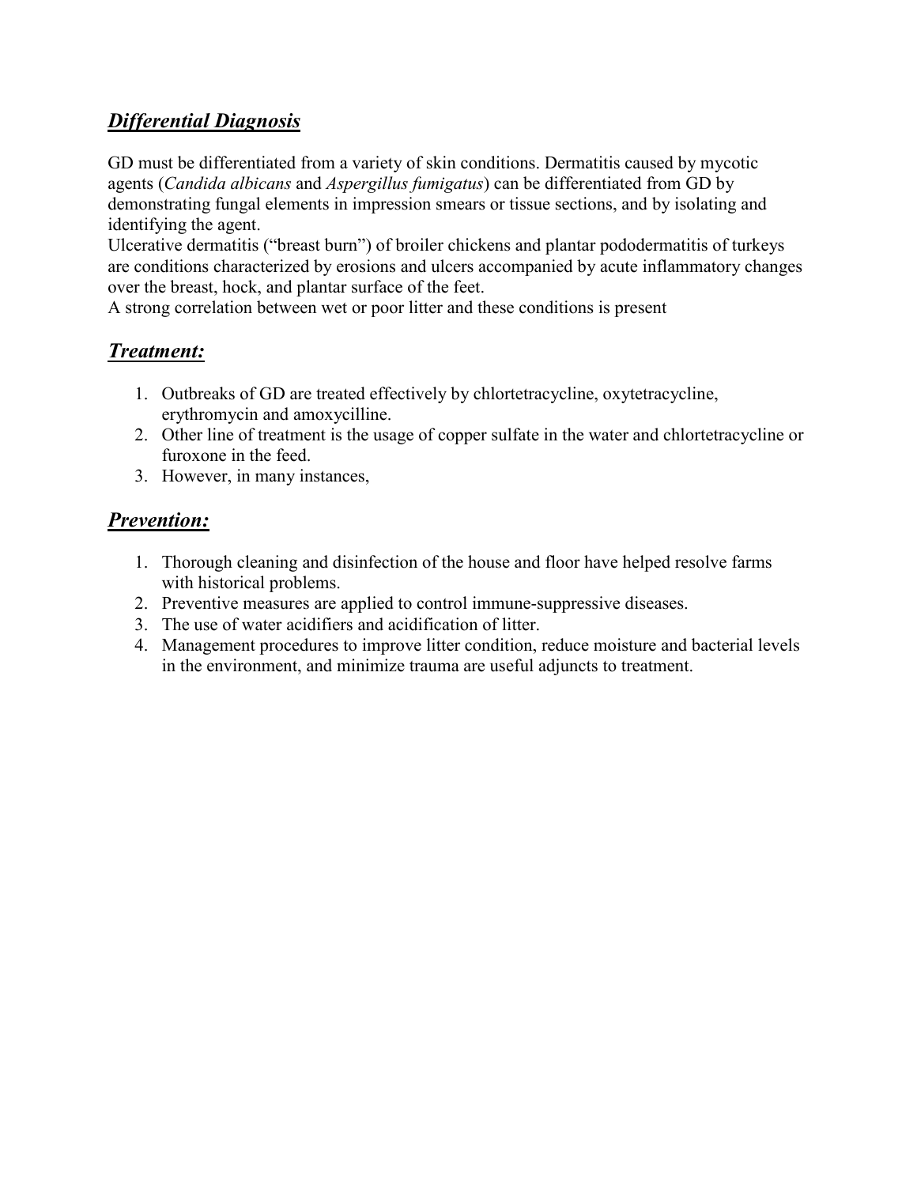## ***Differential Diagnosis***

GD must be differentiated from a variety of skin conditions. Dermatitis caused by mycotic agents (*Candida albicans* and *Aspergillus fumigatus*) can be differentiated from GD by demonstrating fungal elements in impression smears or tissue sections, and by isolating and identifying the agent.
Ulcerative dermatitis ("breast burn") of broiler chickens and plantar pododermatitis of turkeys are conditions characterized by erosions and ulcers accompanied by acute inflammatory changes over the breast, hock, and plantar surface of the feet.
A strong correlation between wet or poor litter and these conditions is present

## ***Treatment:***

1. Outbreaks of GD are treated effectively by chlortetracycline, oxytetracycline, erythromycin and amoxycilline.
2. Other line of treatment is the usage of copper sulfate in the water and chlortetracycline or furoxone in the feed.
3. However, in many instances,

## ***Prevention:***

1. Thorough cleaning and disinfection of the house and floor have helped resolve farms with historical problems.
2. Preventive measures are applied to control immune-suppressive diseases.
3. The use of water acidifiers and acidification of litter.
4. Management procedures to improve litter condition, reduce moisture and bacterial levels in the environment, and minimize trauma are useful adjuncts to treatment.